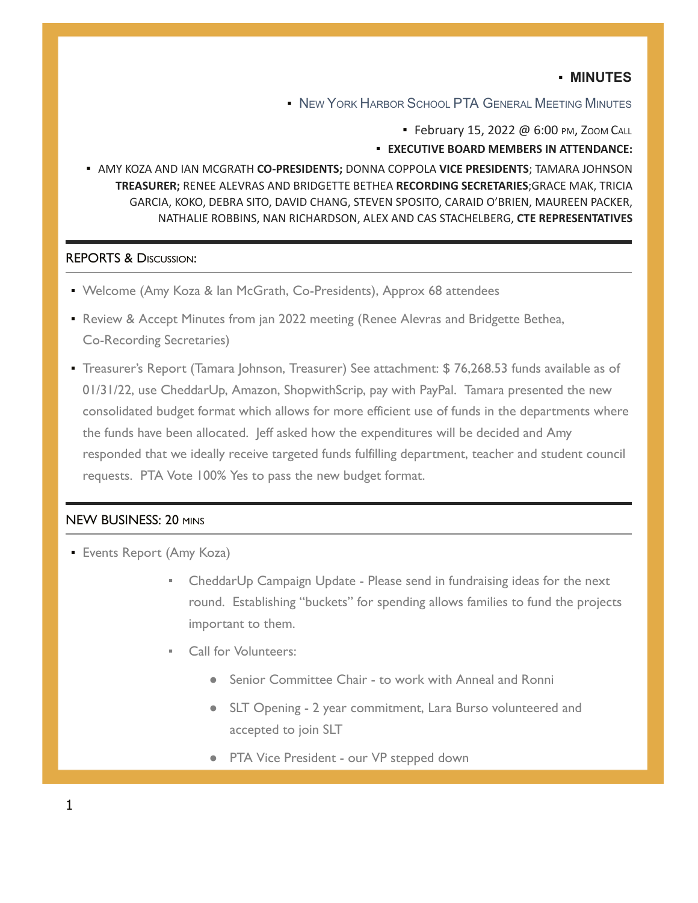# MINUTES

## New York Harbor School PTA General Meeting Minutes

February 15, 2022 @ 6:00 pm, Zoom Call

**EXECUTIVE BOARD MEMBERS IN ATTENDANCE:**

AMY KOZA AND IAN MCGRATH **CO-PRESIDENTS;** DONNA COPPOLA **VICE PRESIDENTS**; TAMARA JOHNSON **TREASURER;** RENEE ALEVRAS AND BRIDGETTE BETHEA **RECORDING SECRETARIES**;GRACE MAK, TRICIA GARCIA, KOKO, DEBRA SITO, DAVID CHANG, STEVEN SPOSITO, CARAID O'BRIEN, MAUREEN PACKER, NATHALIE ROBBINS, NAN RICHARDSON, ALEX AND CAS STACHELBERG, **CTE REPRESENTATIVES**

---

## REPORTS & Discussion:

- Welcome (Amy Koza & Ian McGrath, Co-Presidents), Approx 68 attendees
- Review & Accept Minutes from jan 2022 meeting (Renee Alevras and Bridgette Bethea, Co-Recording Secretaries)
- Treasurer's Report (Tamara Johnson, Treasurer) See attachment: $ 76,268.53 funds available as of 01/31/22, use CheddarUp, Amazon, ShopwithScrip, pay with PayPal. Tamara presented the new consolidated budget format which allows for more efficient use of funds in the departments where the funds have been allocated. Jeff asked how the expenditures will be decided and Amy responded that we ideally receive targeted funds fulfilling department, teacher and student council requests. PTA Vote 100% Yes to pass the new budget format.

---

## NEW BUSINESS: 20 mins

- Events Report (Amy Koza)
  - CheddarUp Campaign Update - Please send in fundraising ideas for the next round. Establishing "buckets" for spending allows families to fund the projects important to them.
  - Call for Volunteers:
    - Senior Committee Chair - to work with Anneal and Ronni
    - SLT Opening - 2 year commitment, Lara Burso volunteered and accepted to join SLT
    - PTA Vice President - our VP stepped down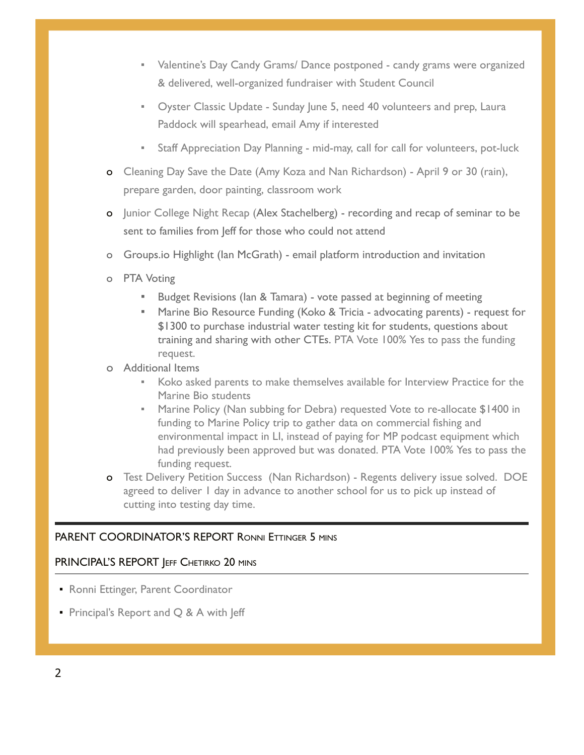- Valentine's Day Candy Grams/ Dance postponed - candy grams were organized & delivered, well-organized fundraiser with Student Council
    - Oyster Classic Update - Sunday June 5, need 40 volunteers and prep, Laura Paddock will spearhead, email Amy if interested
    - Staff Appreciation Day Planning - mid-may, call for call for volunteers, pot-luck
- Cleaning Day Save the Date (Amy Koza and Nan Richardson) - April 9 or 30 (rain), prepare garden, door painting, classroom work
- Junior College Night Recap (Alex Stachelberg) - recording and recap of seminar to be sent to families from Jeff for those who could not attend
- Groups.io Highlight (Ian McGrath) - email platform introduction and invitation
- PTA Voting
    - Budget Revisions (Ian & Tamara) - vote passed at beginning of meeting
    - Marine Bio Resource Funding (Koko & Tricia - advocating parents) - request for $1300 to purchase industrial water testing kit for students, questions about training and sharing with other CTEs. PTA Vote 100% Yes to pass the funding request.
- Additional Items
    - Koko asked parents to make themselves available for Interview Practice for the Marine Bio students
    - Marine Policy (Nan subbing for Debra) requested Vote to re-allocate $1400 in funding to Marine Policy trip to gather data on commercial fishing and environmental impact in LI, instead of paying for MP podcast equipment which had previously been approved but was donated. PTA Vote 100% Yes to pass the funding request.
- Test Delivery Petition Success (Nan Richardson) - Regents delivery issue solved. DOE agreed to deliver 1 day in advance to another school for us to pick up instead of cutting into testing day time.

---

## PARENT COORDINATOR'S REPORT Ronni Ettinger 5 mins

## PRINCIPAL'S REPORT Jeff Chetirko 20 mins

- Ronni Ettinger, Parent Coordinator
- Principal's Report and Q & A with Jeff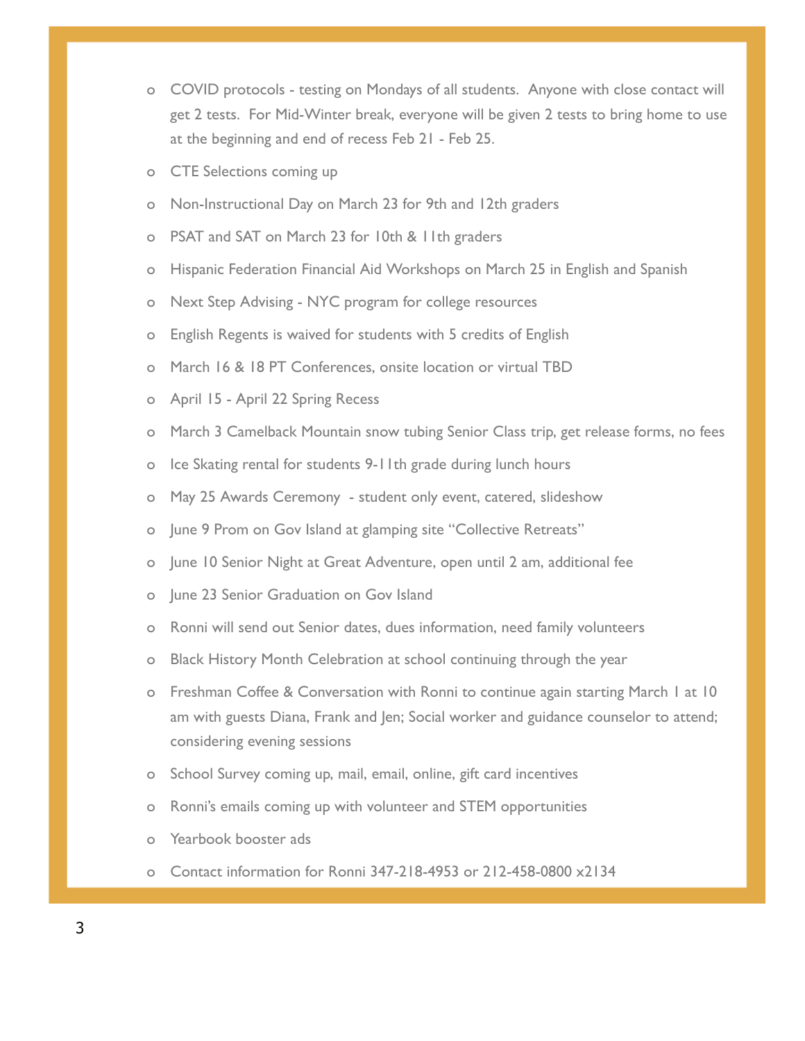- COVID protocols - testing on Mondays of all students. Anyone with close contact will get 2 tests. For Mid-Winter break, everyone will be given 2 tests to bring home to use at the beginning and end of recess Feb 21 - Feb 25.
- CTE Selections coming up
- Non-Instructional Day on March 23 for 9th and 12th graders
- PSAT and SAT on March 23 for 10th & 11th graders
- Hispanic Federation Financial Aid Workshops on March 25 in English and Spanish
- Next Step Advising - NYC program for college resources
- English Regents is waived for students with 5 credits of English
- March 16 & 18 PT Conferences, onsite location or virtual TBD
- April 15 - April 22 Spring Recess
- March 3 Camelback Mountain snow tubing Senior Class trip, get release forms, no fees
- Ice Skating rental for students 9-11th grade during lunch hours
- May 25 Awards Ceremony - student only event, catered, slideshow
- June 9 Prom on Gov Island at glamping site "Collective Retreats"
- June 10 Senior Night at Great Adventure, open until 2 am, additional fee
- June 23 Senior Graduation on Gov Island
- Ronni will send out Senior dates, dues information, need family volunteers
- Black History Month Celebration at school continuing through the year
- Freshman Coffee & Conversation with Ronni to continue again starting March 1 at 10 am with guests Diana, Frank and Jen; Social worker and guidance counselor to attend; considering evening sessions
- School Survey coming up, mail, email, online, gift card incentives
- Ronni's emails coming up with volunteer and STEM opportunities
- Yearbook booster ads
- Contact information for Ronni 347-218-4953 or 212-458-0800 x2134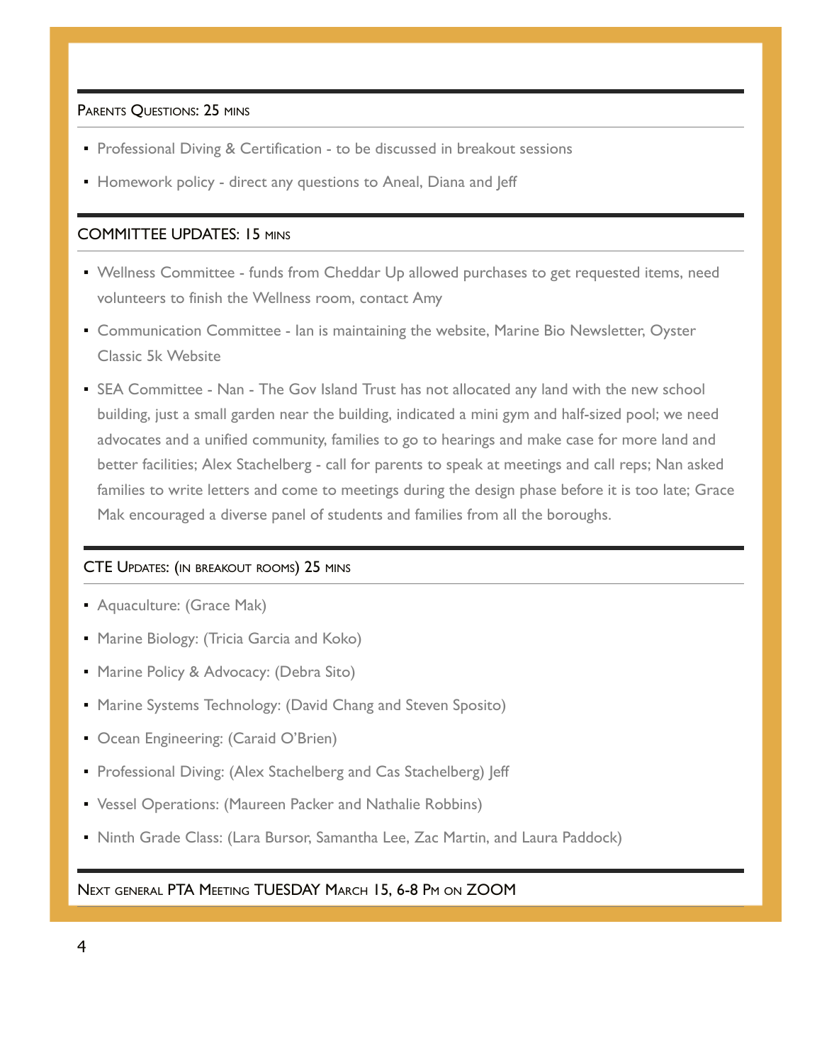## Parents Questions: 25 mins

- Professional Diving & Certification - to be discussed in breakout sessions
- Homework policy - direct any questions to Aneal, Diana and Jeff

## COMMITTEE UPDATES: 15 mins

- Wellness Committee - funds from Cheddar Up allowed purchases to get requested items, need volunteers to finish the Wellness room, contact Amy
- Communication Committee - Ian is maintaining the website, Marine Bio Newsletter, Oyster Classic 5k Website
- SEA Committee - Nan - The Gov Island Trust has not allocated any land with the new school building, just a small garden near the building, indicated a mini gym and half-sized pool; we need advocates and a unified community, families to go to hearings and make case for more land and better facilities; Alex Stachelberg - call for parents to speak at meetings and call reps; Nan asked families to write letters and come to meetings during the design phase before it is too late; Grace Mak encouraged a diverse panel of students and families from all the boroughs.

## CTE Updates: (in breakout rooms) 25 mins

- Aquaculture: (Grace Mak)
- Marine Biology: (Tricia Garcia and Koko)
- Marine Policy & Advocacy: (Debra Sito)
- Marine Systems Technology: (David Chang and Steven Sposito)
- Ocean Engineering: (Caraid O'Brien)
- Professional Diving: (Alex Stachelberg and Cas Stachelberg) Jeff
- Vessel Operations: (Maureen Packer and Nathalie Robbins)
- Ninth Grade Class: (Lara Bursor, Samantha Lee, Zac Martin, and Laura Paddock)

## Next general PTA Meeting TUESDAY March 15, 6-8 Pm on ZOOM